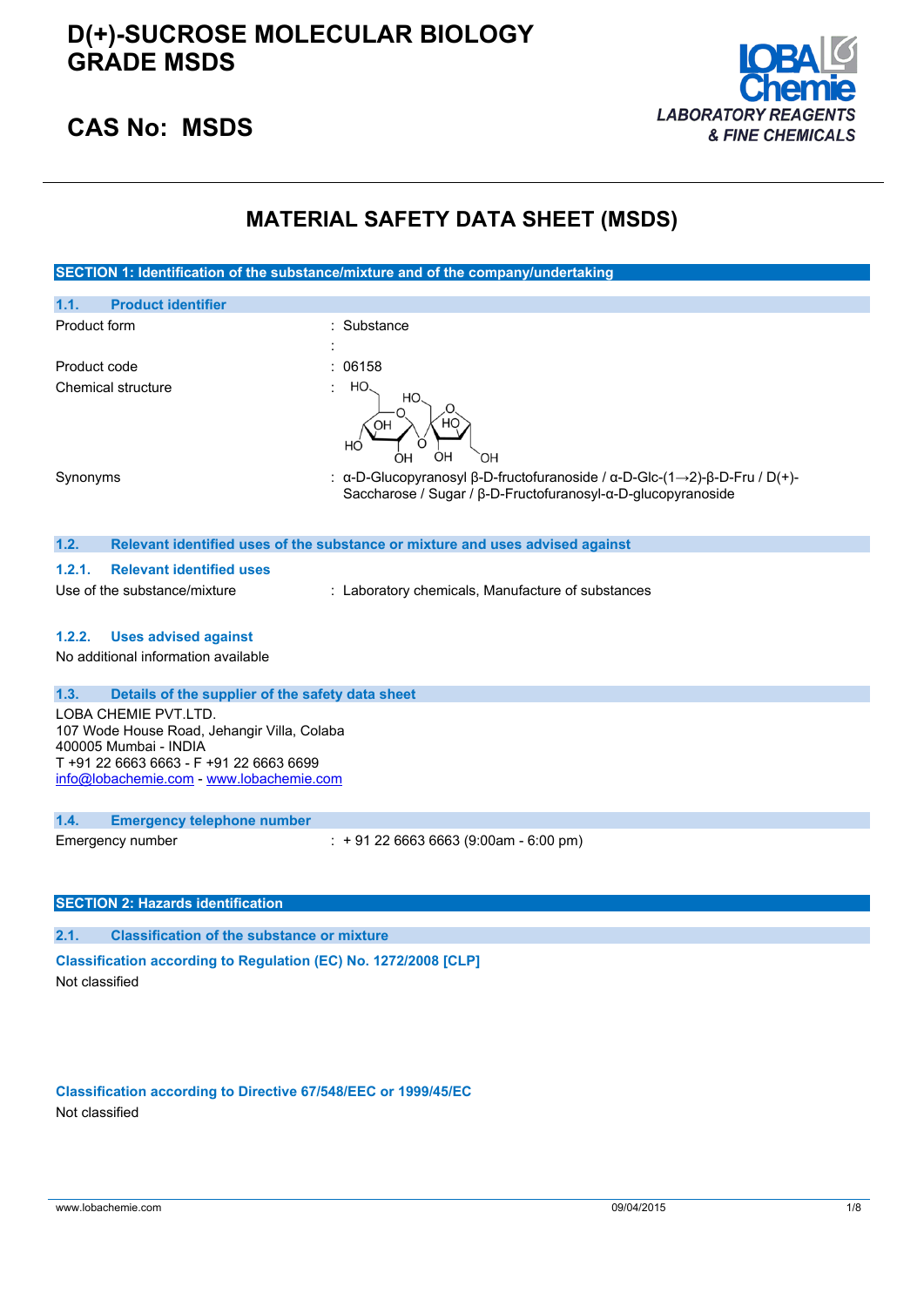# D(+)-SUCROSE MOLECULAR BIOLOGY GRADE MSDS

## CAS No: MSDS

LOBA Chemie
*LABORATORY REAGENTS & FINE CHEMICALS*

# MATERIAL SAFETY DATA SHEET (MSDS)

## SECTION 1: Identification of the substance/mixture and of the company/undertaking

### 1.1. Product identifier

| | |
|---|---|
| Product form | : Substance |
| | : |
| Product code | : 06158 |
| Chemical structure | : |
| Synonyms | : α-D-Glucopyranosyl β-D-fructofuranoside / α-D-Glc-(1→2)-β-D-Fru / D(+)-Saccharose / Sugar / β-D-Fructofuranosyl-α-D-glucopyranoside |

### 1.2. Relevant identified uses of the substance or mixture and uses advised against

#### 1.2.1. Relevant identified uses

| | |
|---|---|
| Use of the substance/mixture | : Laboratory chemicals, Manufacture of substances |

#### 1.2.2. Uses advised against

No additional information available

### 1.3. Details of the supplier of the safety data sheet

LOBA CHEMIE PVT.LTD.
107 Wode House Road, Jehangir Villa, Colaba
400005 Mumbai - INDIA
T +91 22 6663 6663 - F +91 22 6663 6699
info@lobachemie.com - www.lobachemie.com

### 1.4. Emergency telephone number

| | |
|---|---|
| Emergency number | : + 91 22 6663 6663 (9:00am - 6:00 pm) |

## SECTION 2: Hazards identification

### 2.1. Classification of the substance or mixture

**Classification according to Regulation (EC) No. 1272/2008 [CLP]**

Not classified

**Classification according to Directive 67/548/EEC or 1999/45/EC**

Not classified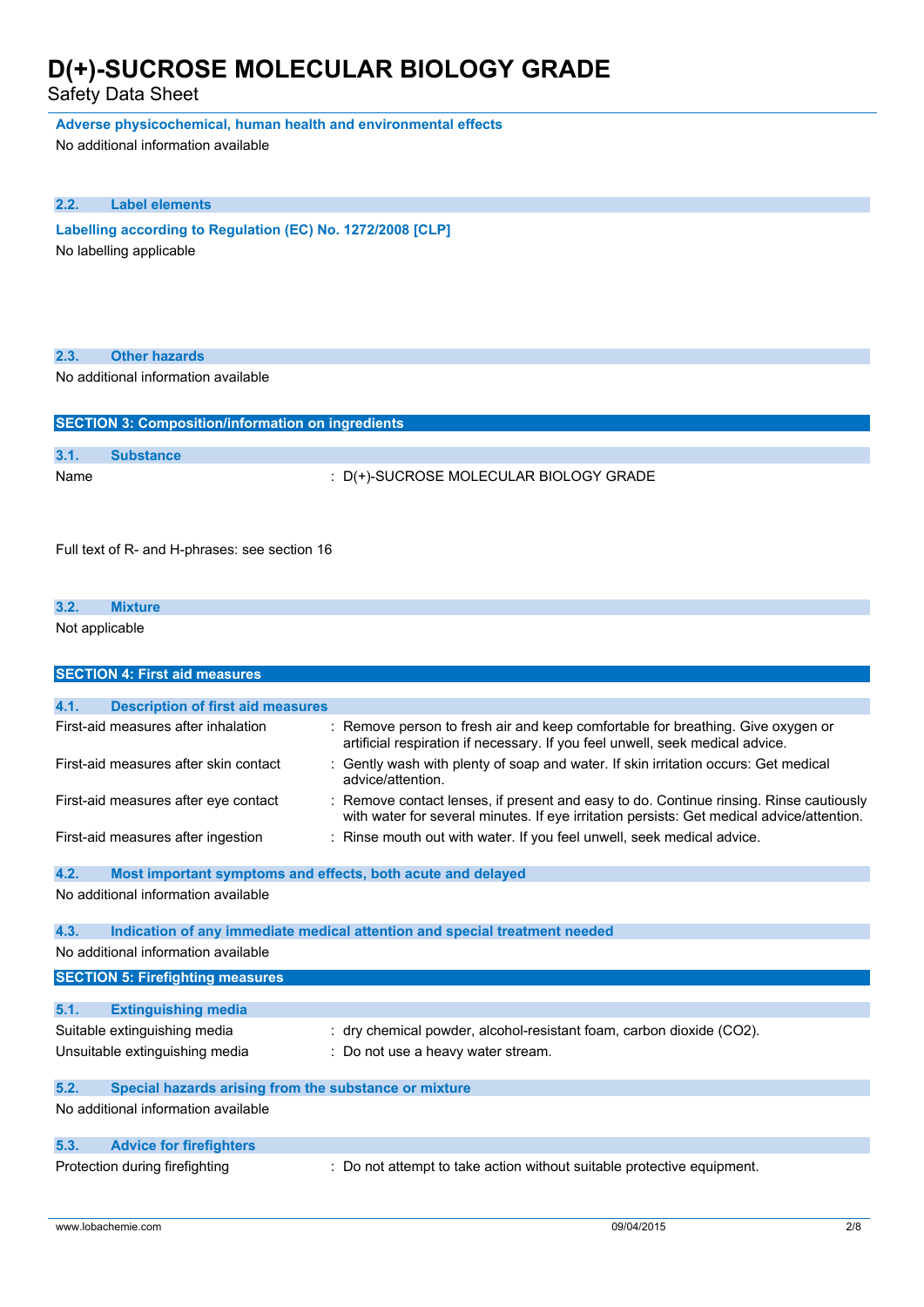**Adverse physicochemical, human health and environmental effects**

No additional information available

### 2.2. Label elements

**Labelling according to Regulation (EC) No. 1272/2008 [CLP]**

No labelling applicable

### 2.3. Other hazards

No additional information available

## SECTION 3: Composition/information on ingredients

### 3.1. Substance

| | |
|---|---|
| Name | : D(+)-SUCROSE MOLECULAR BIOLOGY GRADE |

Full text of R- and H-phrases: see section 16

### 3.2. Mixture

Not applicable

## SECTION 4: First aid measures

### 4.1. Description of first aid measures

| | |
|---|---|
| First-aid measures after inhalation | : Remove person to fresh air and keep comfortable for breathing. Give oxygen or artificial respiration if necessary. If you feel unwell, seek medical advice. |
| First-aid measures after skin contact | : Gently wash with plenty of soap and water. If skin irritation occurs: Get medical advice/attention. |
| First-aid measures after eye contact | : Remove contact lenses, if present and easy to do. Continue rinsing. Rinse cautiously with water for several minutes. If eye irritation persists: Get medical advice/attention. |
| First-aid measures after ingestion | : Rinse mouth out with water. If you feel unwell, seek medical advice. |

### 4.2. Most important symptoms and effects, both acute and delayed

No additional information available

### 4.3. Indication of any immediate medical attention and special treatment needed

No additional information available

## SECTION 5: Firefighting measures

### 5.1. Extinguishing media

| | |
|---|---|
| Suitable extinguishing media | : dry chemical powder, alcohol-resistant foam, carbon dioxide ($CO_2$). |
| Unsuitable extinguishing media | : Do not use a heavy water stream. |

### 5.2. Special hazards arising from the substance or mixture

No additional information available

### 5.3. Advice for firefighters

| | |
|---|---|
| Protection during firefighting | : Do not attempt to take action without suitable protective equipment. |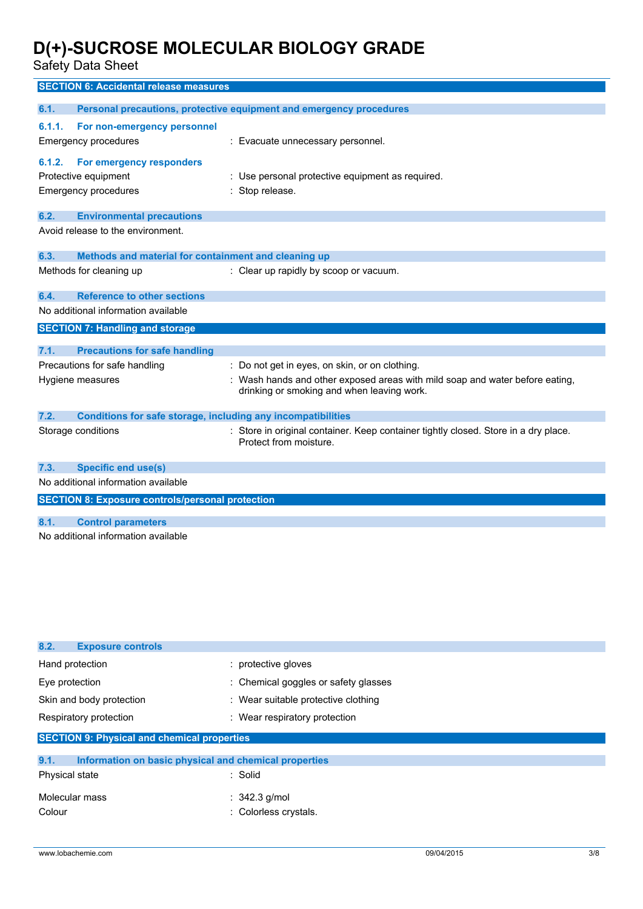## SECTION 6: Accidental release measures

### 6.1. Personal precautions, protective equipment and emergency procedures

#### 6.1.1. For non-emergency personnel

Emergency procedures : Evacuate unnecessary personnel.

#### 6.1.2. For emergency responders

Protective equipment : Use personal protective equipment as required.

Emergency procedures : Stop release.

### 6.2. Environmental precautions

Avoid release to the environment.

### 6.3. Methods and material for containment and cleaning up

Methods for cleaning up : Clear up rapidly by scoop or vacuum.

### 6.4. Reference to other sections

No additional information available

## SECTION 7: Handling and storage

### 7.1. Precautions for safe handling

Precautions for safe handling : Do not get in eyes, on skin, or on clothing.

Hygiene measures : Wash hands and other exposed areas with mild soap and water before eating, drinking or smoking and when leaving work.

### 7.2. Conditions for safe storage, including any incompatibilities

Storage conditions : Store in original container. Keep container tightly closed. Store in a dry place. Protect from moisture.

### 7.3. Specific end use(s)

No additional information available

## SECTION 8: Exposure controls/personal protection

### 8.1. Control parameters

No additional information available

### 8.2. Exposure controls

Hand protection : protective gloves

Eye protection : Chemical goggles or safety glasses

Skin and body protection : Wear suitable protective clothing

Respiratory protection : Wear respiratory protection

## SECTION 9: Physical and chemical properties

### 9.1. Information on basic physical and chemical properties

Physical state : Solid

Molecular mass : 342.3 g/mol

Colour : Colorless crystals.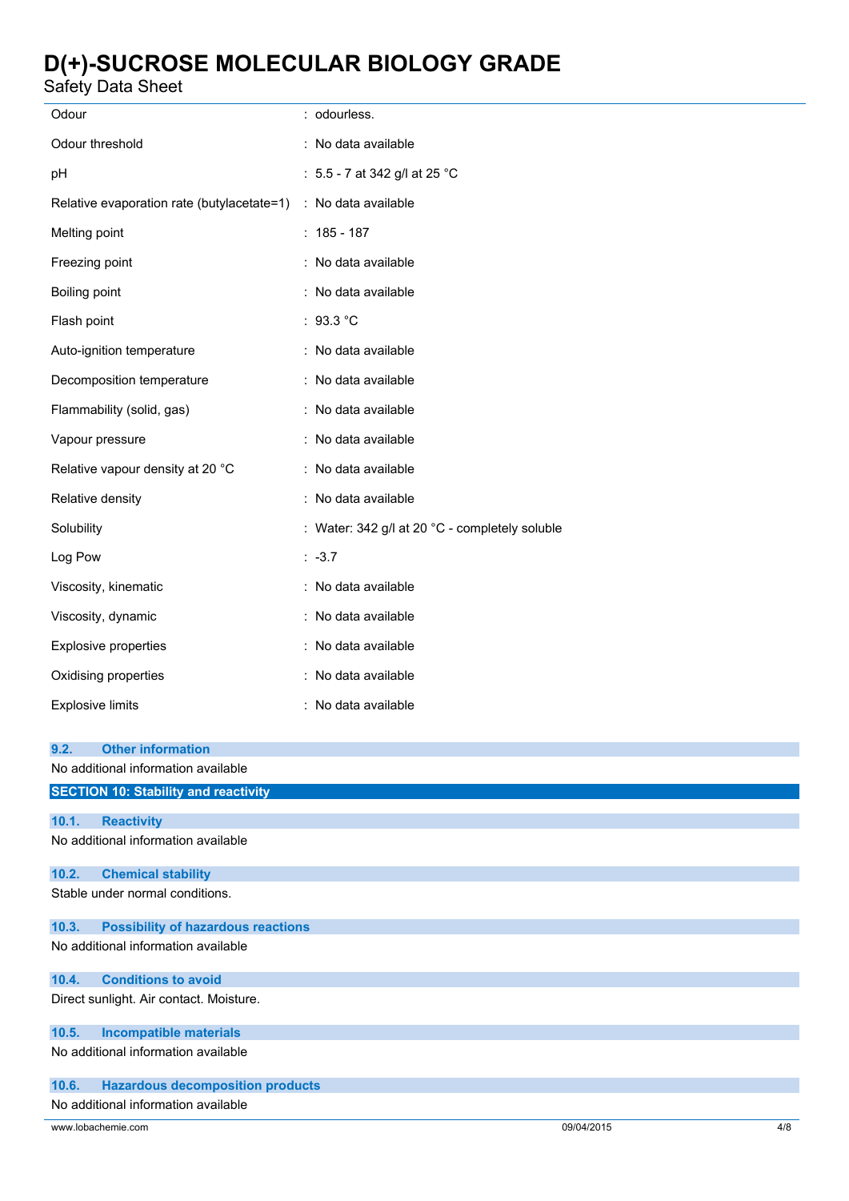| | |
|---|---|
| Odour | : odourless. |
| Odour threshold | : No data available |
| pH | : 5.5 - 7 at 342 g/l at 25 °C |
| Relative evaporation rate (butylacetate=1) | : No data available |
| Melting point | : 185 - 187 |
| Freezing point | : No data available |
| Boiling point | : No data available |
| Flash point | : 93.3 °C |
| Auto-ignition temperature | : No data available |
| Decomposition temperature | : No data available |
| Flammability (solid, gas) | : No data available |
| Vapour pressure | : No data available |
| Relative vapour density at 20 °C | : No data available |
| Relative density | : No data available |
| Solubility | : Water: 342 g/l at 20 °C - completely soluble |
| Log Pow | : -3.7 |
| Viscosity, kinematic | : No data available |
| Viscosity, dynamic | : No data available |
| Explosive properties | : No data available |
| Oxidising properties | : No data available |
| Explosive limits | : No data available |

### 9.2. Other information

No additional information available

## SECTION 10: Stability and reactivity

### 10.1. Reactivity

No additional information available

### 10.2. Chemical stability

Stable under normal conditions.

### 10.3. Possibility of hazardous reactions

No additional information available

### 10.4. Conditions to avoid

Direct sunlight. Air contact. Moisture.

### 10.5. Incompatible materials

No additional information available

### 10.6. Hazardous decomposition products

No additional information available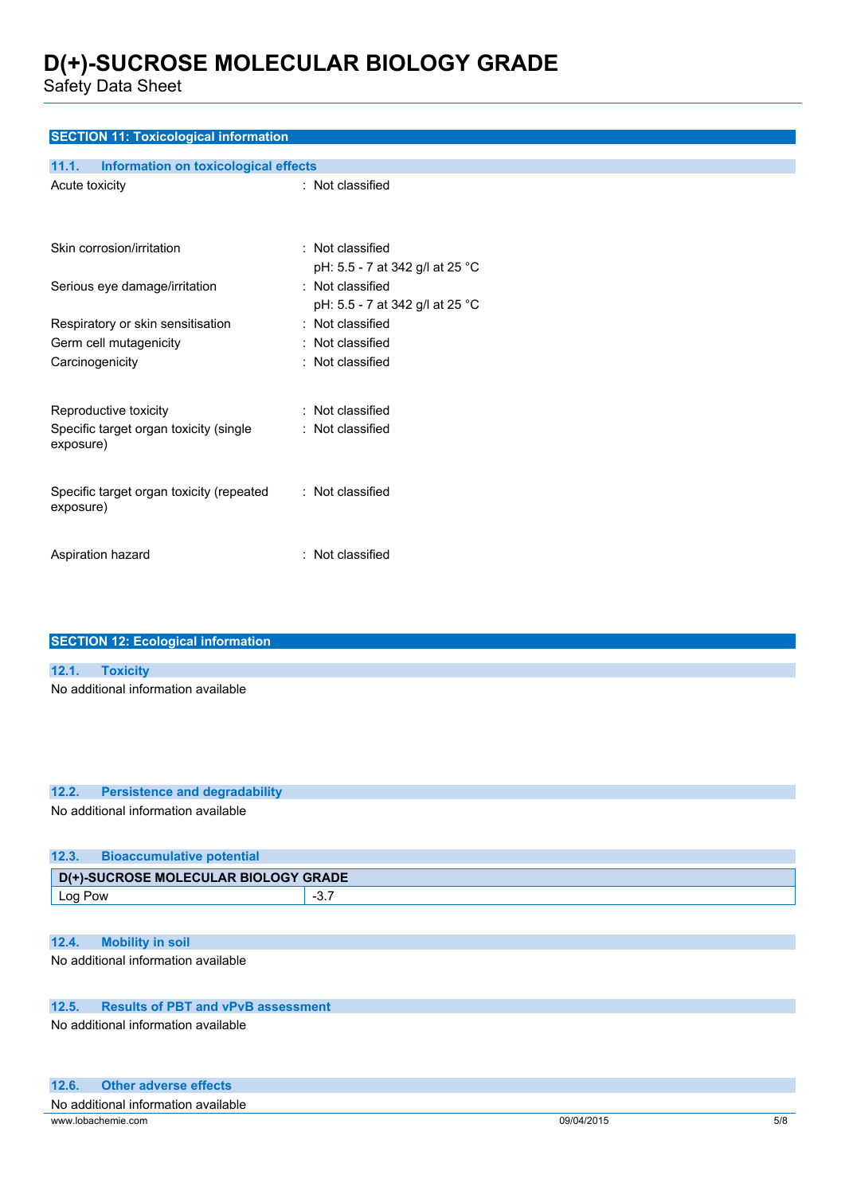## SECTION 11: Toxicological information

### 11.1. Information on toxicological effects

| | |
|---|---|
| Acute toxicity | : Not classified |
| Skin corrosion/irritation | : Not classified<br>pH: 5.5 - 7 at 342 g/l at 25 °C |
| Serious eye damage/irritation | : Not classified<br>pH: 5.5 - 7 at 342 g/l at 25 °C |
| Respiratory or skin sensitisation | : Not classified |
| Germ cell mutagenicity | : Not classified |
| Carcinogenicity | : Not classified |
| Reproductive toxicity | : Not classified |
| Specific target organ toxicity (single exposure) | : Not classified |
| Specific target organ toxicity (repeated exposure) | : Not classified |
| Aspiration hazard | : Not classified |

## SECTION 12: Ecological information

### 12.1. Toxicity

No additional information available

### 12.2. Persistence and degradability

No additional information available

### 12.3. Bioaccumulative potential

| D(+)-SUCROSE MOLECULAR BIOLOGY GRADE | |
|---|---|
| Log Pow | -3.7 |

### 12.4. Mobility in soil

No additional information available

### 12.5. Results of PBT and vPvB assessment

No additional information available

### 12.6. Other adverse effects

No additional information available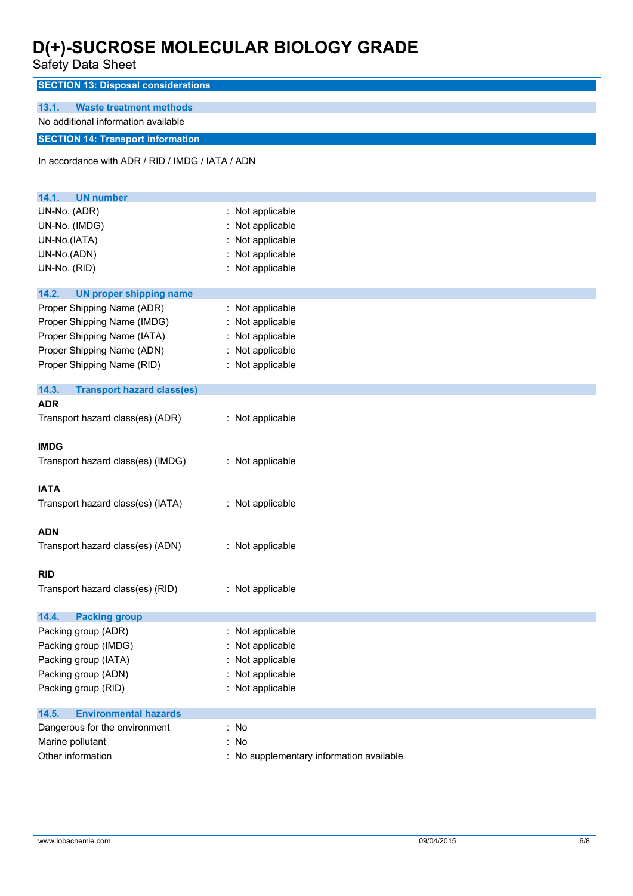## SECTION 13: Disposal considerations

### 13.1. Waste treatment methods

No additional information available

## SECTION 14: Transport information

In accordance with ADR / RID / IMDG / IATA / ADN

### 14.1. UN number

| | |
|---|---|
| UN-No. (ADR) | : Not applicable |
| UN-No. (IMDG) | : Not applicable |
| UN-No.(IATA) | : Not applicable |
| UN-No.(ADN) | : Not applicable |
| UN-No. (RID) | : Not applicable |

### 14.2. UN proper shipping name

| | |
|---|---|
| Proper Shipping Name (ADR) | : Not applicable |
| Proper Shipping Name (IMDG) | : Not applicable |
| Proper Shipping Name (IATA) | : Not applicable |
| Proper Shipping Name (ADN) | : Not applicable |
| Proper Shipping Name (RID) | : Not applicable |

### 14.3. Transport hazard class(es)

**ADR**

| | |
|---|---|
| Transport hazard class(es) (ADR) | : Not applicable |

**IMDG**

| | |
|---|---|
| Transport hazard class(es) (IMDG) | : Not applicable |

**IATA**

| | |
|---|---|
| Transport hazard class(es) (IATA) | : Not applicable |

**ADN**

| | |
|---|---|
| Transport hazard class(es) (ADN) | : Not applicable |

**RID**

| | |
|---|---|
| Transport hazard class(es) (RID) | : Not applicable |

### 14.4. Packing group

| | |
|---|---|
| Packing group (ADR) | : Not applicable |
| Packing group (IMDG) | : Not applicable |
| Packing group (IATA) | : Not applicable |
| Packing group (ADN) | : Not applicable |
| Packing group (RID) | : Not applicable |

### 14.5. Environmental hazards

| | |
|---|---|
| Dangerous for the environment | : No |
| Marine pollutant | : No |
| Other information | : No supplementary information available |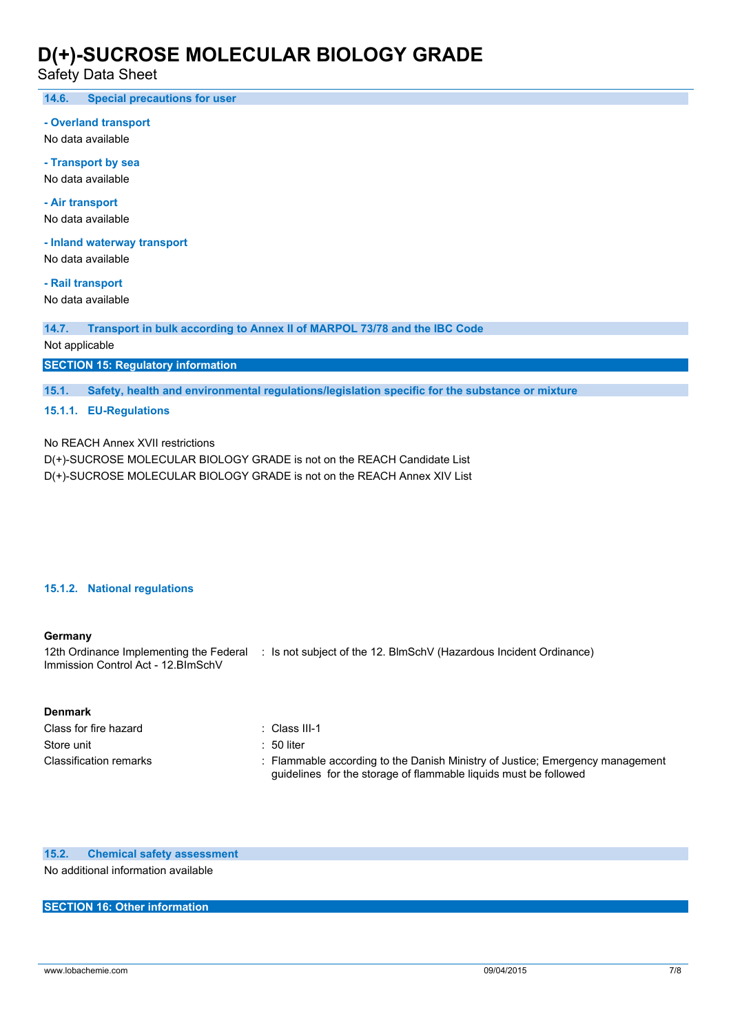### 14.6. Special precautions for user

**- Overland transport**

No data available

**- Transport by sea**

No data available

**- Air transport**

No data available

**- Inland waterway transport**

No data available

**- Rail transport**

No data available

### 14.7. Transport in bulk according to Annex II of MARPOL 73/78 and the IBC Code

Not applicable

## SECTION 15: Regulatory information

### 15.1. Safety, health and environmental regulations/legislation specific for the substance or mixture

#### 15.1.1. EU-Regulations

No REACH Annex XVII restrictions

D(+)-SUCROSE MOLECULAR BIOLOGY GRADE is not on the REACH Candidate List

D(+)-SUCROSE MOLECULAR BIOLOGY GRADE is not on the REACH Annex XIV List

#### 15.1.2. National regulations

**Germany**

12th Ordinance Implementing the Federal Immission Control Act - 12.BImSchV : Is not subject of the 12. BlmSchV (Hazardous Incident Ordinance)

**Denmark**

Class for fire hazard : Class III-1

Store unit : 50 liter

Classification remarks : Flammable according to the Danish Ministry of Justice; Emergency management guidelines for the storage of flammable liquids must be followed

### 15.2. Chemical safety assessment

No additional information available

## SECTION 16: Other information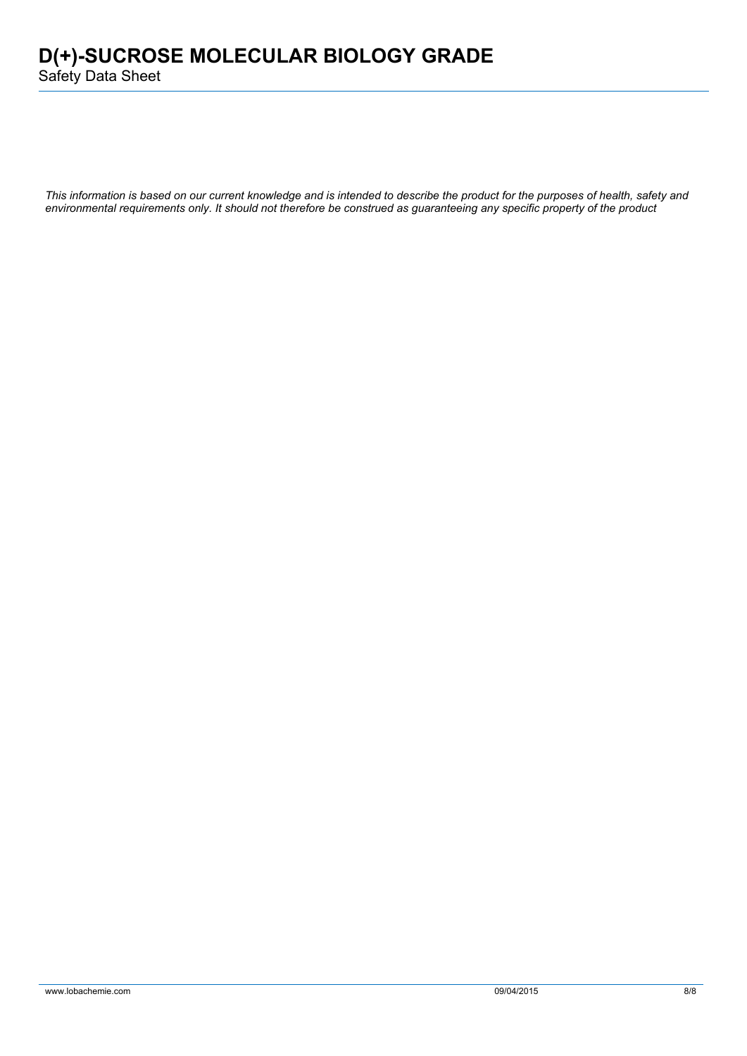*This information is based on our current knowledge and is intended to describe the product for the purposes of health, safety and environmental requirements only. It should not therefore be construed as guaranteeing any specific property of the product*